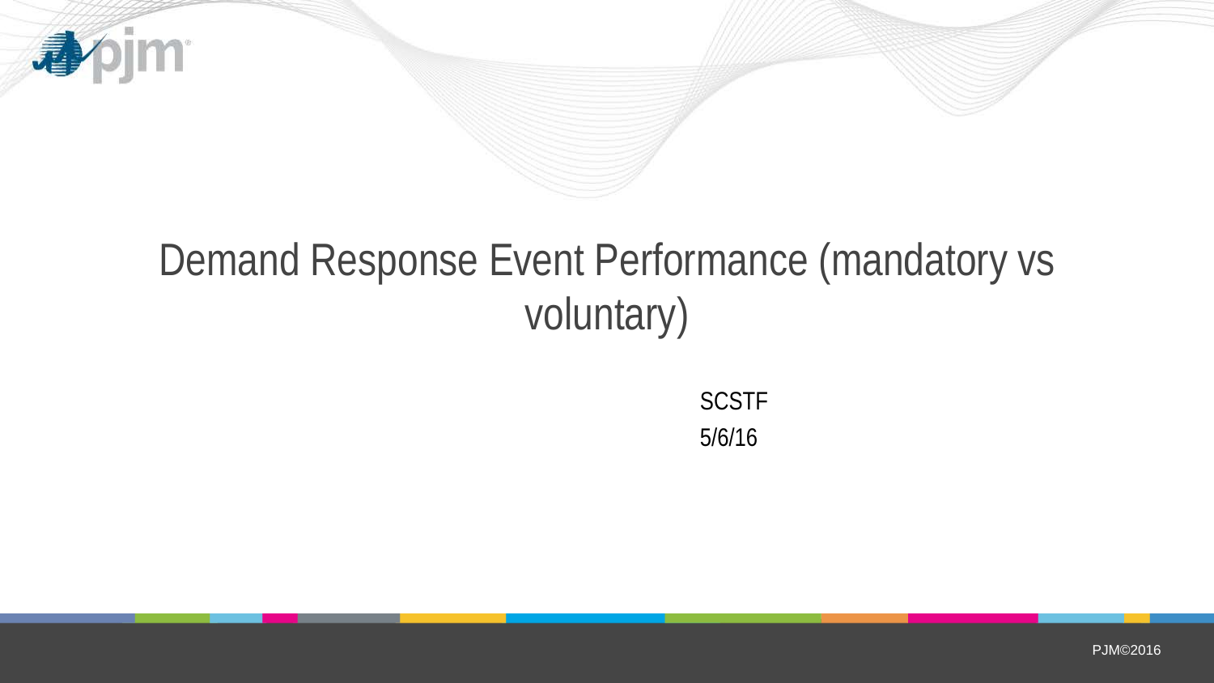# Demand Response Event Performance (mandatory vs voluntary)

SCSTF

5/6/16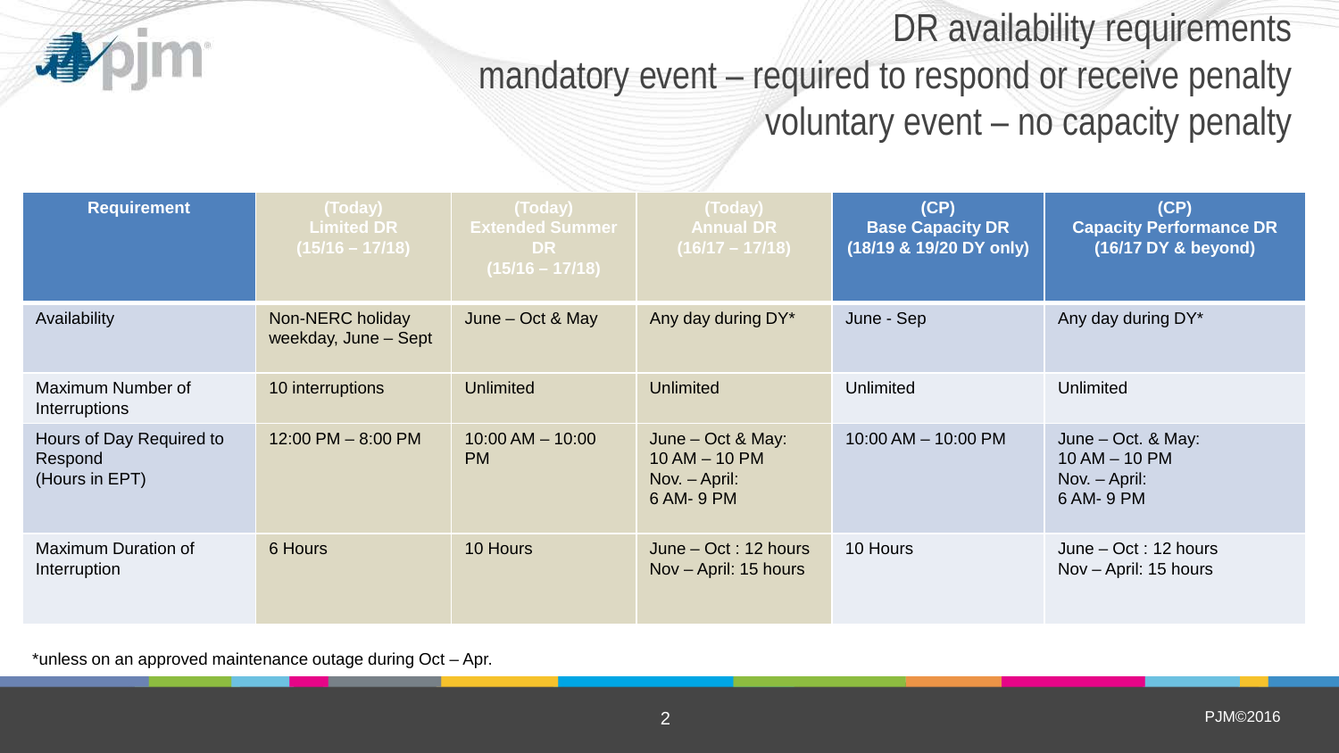# DR availability requirements

## mandatory event – required to respond or receive penalty

## voluntary event – no capacity penalty

| Requirement | (Today) Limited DR (15/16 – 17/18) | (Today) Extended Summer DR (15/16 – 17/18) | (Today) Annual DR (16/17 – 17/18) | (CP) Base Capacity DR (18/19 & 19/20 DY only) | (CP) Capacity Performance DR (16/17 DY & beyond) |
|---|---|---|---|---|---|
| Availability | Non-NERC holiday weekday, June – Sept | June – Oct & May | Any day during DY* | June - Sep | Any day during DY* |
| Maximum Number of Interruptions | 10 interruptions | Unlimited | Unlimited | Unlimited | Unlimited |
| Hours of Day Required to Respond (Hours in EPT) | 12:00 PM – 8:00 PM | 10:00 AM – 10:00 PM | June – Oct & May: 10 AM – 10 PM Nov. – April: 6 AM- 9 PM | 10:00 AM – 10:00 PM | June – Oct. & May: 10 AM – 10 PM Nov. – April: 6 AM- 9 PM |
| Maximum Duration of Interruption | 6 Hours | 10 Hours | June – Oct : 12 hours Nov – April: 15 hours | 10 Hours | June – Oct : 12 hours Nov – April: 15 hours |

*unless on an approved maintenance outage during Oct – Apr.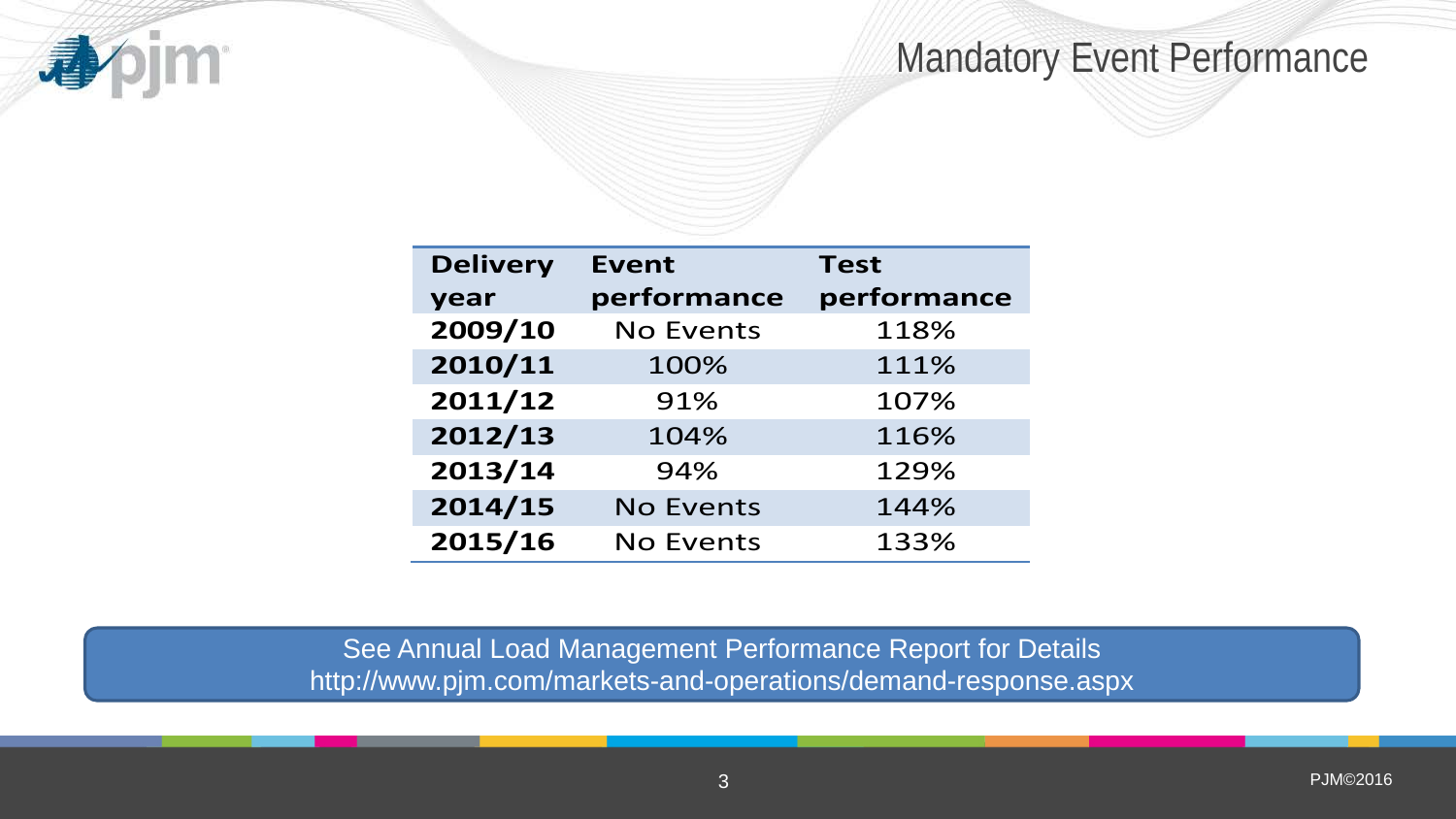# Mandatory Event Performance

| Delivery year | Event performance | Test performance |
|---|---|---|
| 2009/10 | No Events | 118% |
| 2010/11 | 100% | 111% |
| 2011/12 | 91% | 107% |
| 2012/13 | 104% | 116% |
| 2013/14 | 94% | 129% |
| 2014/15 | No Events | 144% |
| 2015/16 | No Events | 133% |

See Annual Load Management Performance Report for Details
http://www.pjm.com/markets-and-operations/demand-response.aspx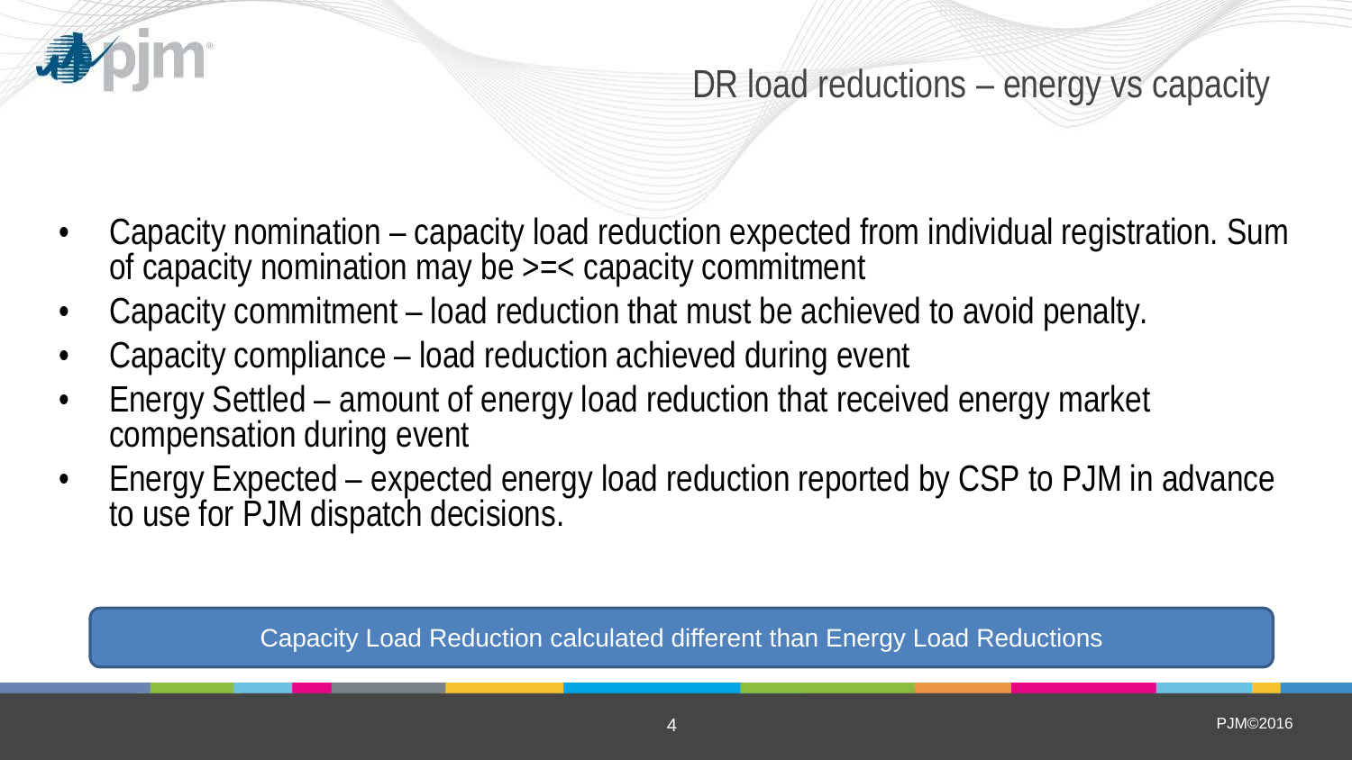# DR load reductions – energy vs capacity

- Capacity nomination – capacity load reduction expected from individual registration. Sum of capacity nomination may be >=< capacity commitment
- Capacity commitment – load reduction that must be achieved to avoid penalty.
- Capacity compliance – load reduction achieved during event
- Energy Settled – amount of energy load reduction that received energy market compensation during event
- Energy Expected – expected energy load reduction reported by CSP to PJM in advance to use for PJM dispatch decisions.

Capacity Load Reduction calculated different than Energy Load Reductions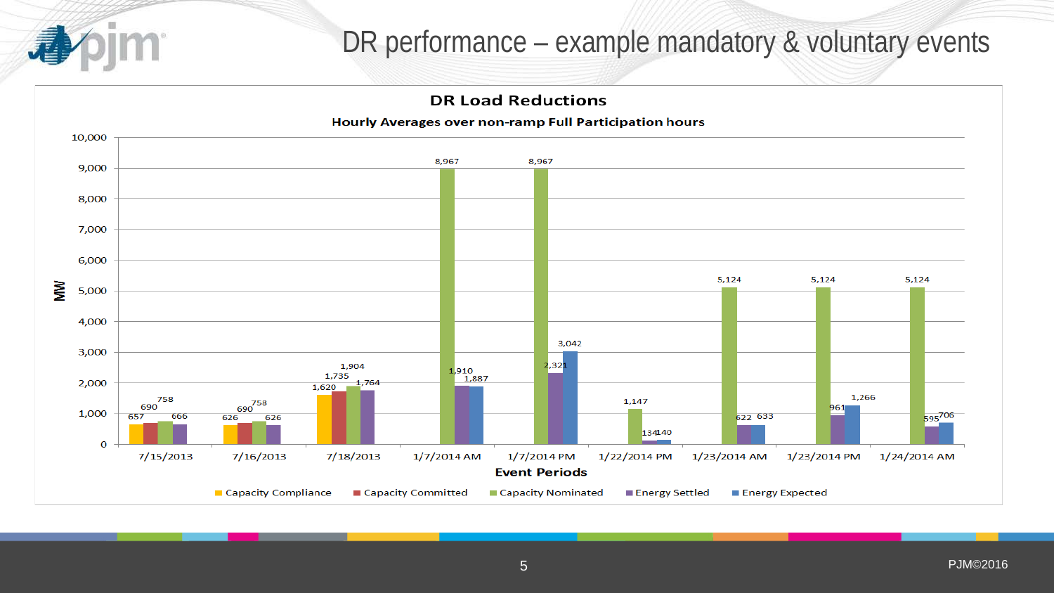# DR performance – example mandatory & voluntary events

**DR Load Reductions**

Hourly Averages over non-ramp Full Participation hours

MW

10,000
9,000
8,000
7,000
6,000
5,000
4,000
3,000
2,000
1,000
0

7/15/2013: 657, 690, 758, 666

7/16/2013: 626, 690, 758, 626

7/18/2013: 1,620, 1,735, 1,904, 1,764

1/7/2014 AM: 8,967, 1,910, 1,887

1/7/2014 PM: 8,967, 2,321, 3,042

1/22/2014 PM: 1,147, 134, 140

1/23/2014 AM: 5,124, 622, 633

1/23/2014 PM: 5,124, 961, 1,266

1/24/2014 AM: 5,124, 595, 706

Event Periods

Capacity Compliance, Capacity Committed, Capacity Nominated, Energy Settled, Energy Expected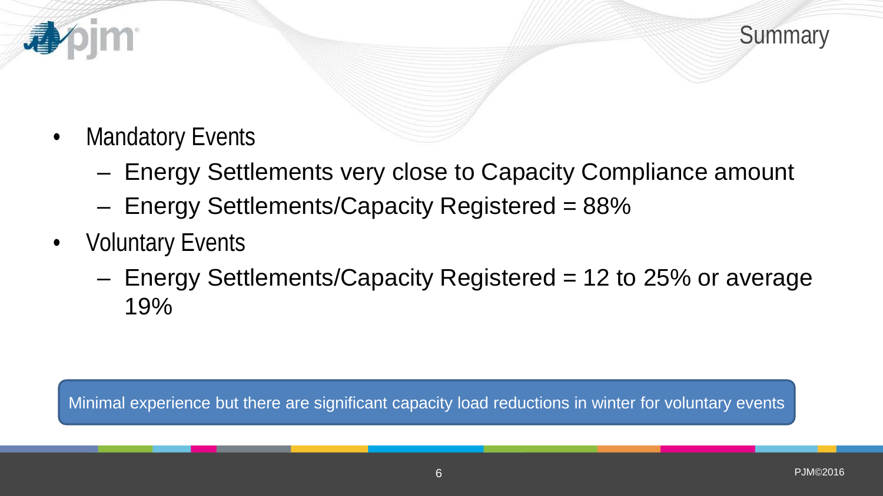# Summary

- Mandatory Events
  - Energy Settlements very close to Capacity Compliance amount
  - Energy Settlements/Capacity Registered = 88%
- Voluntary Events
  - Energy Settlements/Capacity Registered = 12 to 25% or average 19%

Minimal experience but there are significant capacity load reductions in winter for voluntary events